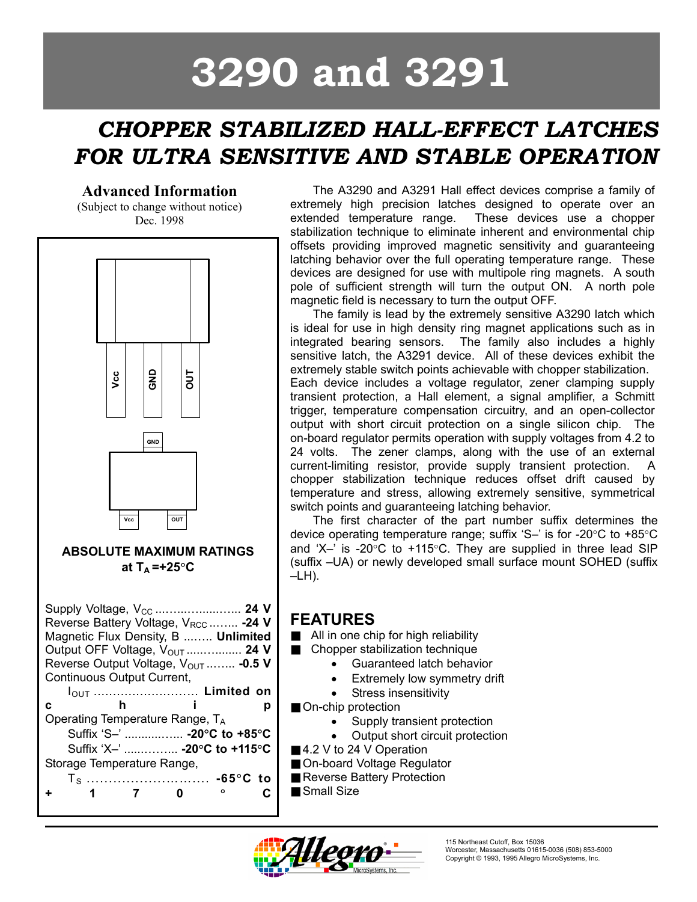# 3290 and 3291

## *CHOPPER STABILIZED HALL-EFFECT LATCHES FOR ULTRA SENSITIVE AND STABLE OPERATION*

**Advanced Information**
(Subject to change without notice)
Dec. 1998

Vcc GND OUT

GND

Vcc OUT

### ABSOLUTE MAXIMUM RATINGS at $T_A$ =+25°C

Supply Voltage, $V_{CC}$ .................. **24 V**
Reverse Battery Voltage, $V_{RCC}$ ........ **-24 V**
Magnetic Flux Density, B ........ **Unlimited**
Output OFF Voltage, $V_{OUT}$ ............... **24 V**
Reverse Output Voltage, $V_{OUT}$ ........ **-0.5 V**
Continuous Output Current,
$I_{OUT}$ .......................... **Limited on chip**
Operating Temperature Range, $T_A$
Suffix 'S–' ............... **-20°C to +85°C**
Suffix 'X–' ............... **-20°C to +115°C**
Storage Temperature Range,
$T_S$ ............................ **-65°C to +170°C**

The A3290 and A3291 Hall effect devices comprise a family of extremely high precision latches designed to operate over an extended temperature range. These devices use a chopper stabilization technique to eliminate inherent and environmental chip offsets providing improved magnetic sensitivity and guaranteeing latching behavior over the full operating temperature range. These devices are designed for use with multipole ring magnets. A south pole of sufficient strength will turn the output ON. A north pole magnetic field is necessary to turn the output OFF.

The family is lead by the extremely sensitive A3290 latch which is ideal for use in high density ring magnet applications such as in integrated bearing sensors. The family also includes a highly sensitive latch, the A3291 device. All of these devices exhibit the extremely stable switch points achievable with chopper stabilization. Each device includes a voltage regulator, zener clamping supply transient protection, a Hall element, a signal amplifier, a Schmitt trigger, temperature compensation circuitry, and an open-collector output with short circuit protection on a single silicon chip. The on-board regulator permits operation with supply voltages from 4.2 to 24 volts. The zener clamps, along with the use of an external current-limiting resistor, provide supply transient protection. A chopper stabilization technique reduces offset drift caused by temperature and stress, allowing extremely sensitive, symmetrical switch points and guaranteeing latching behavior.

The first character of the part number suffix determines the device operating temperature range; suffix 'S–' is for -20°C to +85°C and 'X–' is -20°C to +115°C. They are supplied in three lead SIP (suffix –UA) or newly developed small surface mount SOHED (suffix –LH).

## FEATURES

- All in one chip for high reliability
- Chopper stabilization technique
    - Guaranteed latch behavior
    - Extremely low symmetry drift
    - Stress insensitivity
- On-chip protection
    - Supply transient protection
    - Output short circuit protection
- 4.2 V to 24 V Operation
- On-board Voltage Regulator
- Reverse Battery Protection
- Small Size

115 Northeast Cutoff, Box 15036
Worcester, Massachusetts 01615-0036 (508) 853-5000
Copyright © 1993, 1995 Allegro MicroSystems, Inc.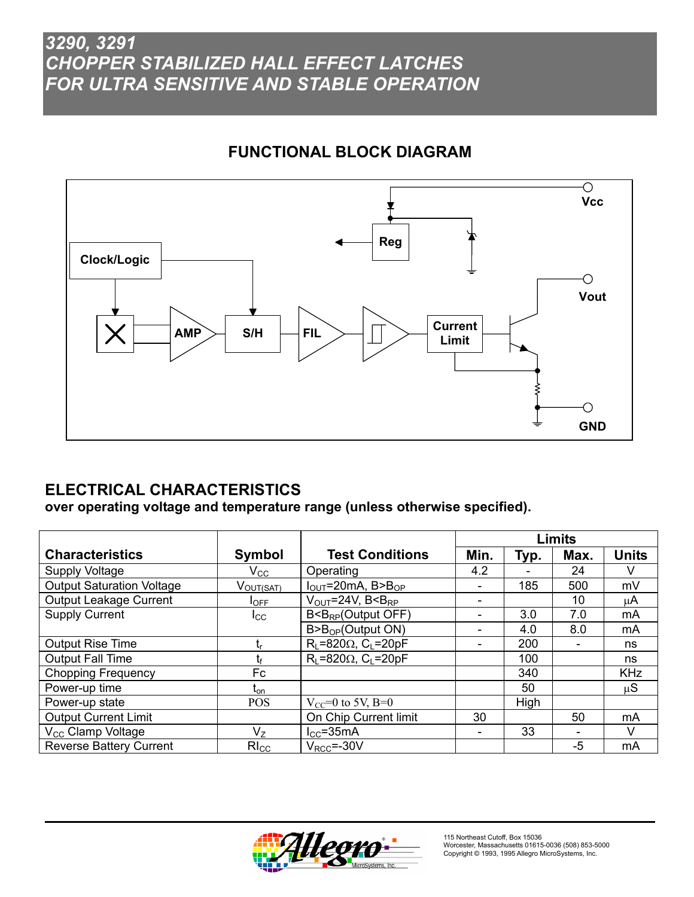# 3290, 3291
# CHOPPER STABILIZED HALL EFFECT LATCHES FOR ULTRA SENSITIVE AND STABLE OPERATION

## FUNCTIONAL BLOCK DIAGRAM

Clock/Logic, AMP, S/H, FIL, Reg, Current Limit, Vcc, Vout, GND

## ELECTRICAL CHARACTERISTICS

**over operating voltage and temperature range (unless otherwise specified).**

| Characteristics | Symbol | Test Conditions | Limits | | | |
|---|---|---|---|---|---|---|
| | | | Min. | Typ. | Max. | Units |
| Supply Voltage | $V_{CC}$ | Operating | 4.2 | - | 24 | V |
| Output Saturation Voltage | $V_{OUT(SAT)}$ | $I_{OUT}$=20mA, B>$B_{OP}$ | - | 185 | 500 | mV |
| Output Leakage Current | $I_{OFF}$ | $V_{OUT}$=24V, B<$B_{RP}$ | - | | 10 | µA |
| Supply Current | $I_{CC}$ | B<$B_{RP}$(Output OFF) | - | 3.0 | 7.0 | mA |
| | | B>$B_{OP}$(Output ON) | - | 4.0 | 8.0 | mA |
| Output Rise Time | $t_r$ | $R_L$=820Ω, $C_L$=20pF | - | 200 | - | ns |
| Output Fall Time | $t_f$ | $R_L$=820Ω, $C_L$=20pF | | 100 | | ns |
| Chopping Frequency | Fc | | | 340 | | KHz |
| Power-up time | $t_{on}$ | | | 50 | | µS |
| Power-up state | POS | $V_{CC}$=0 to 5V, B=0 | | High | | |
| Output Current Limit | | On Chip Current limit | 30 | | 50 | mA |
| $V_{CC}$ Clamp Voltage | $V_Z$ | $I_{CC}$=35mA | - | 33 | - | V |
| Reverse Battery Current | $RI_{CC}$ | $V_{RCC}$=-30V | | | -5 | mA |

115 Northeast Cutoff, Box 15036
Worcester, Massachusetts 01615-0036 (508) 853-5000
Copyright © 1993, 1995 Allegro MicroSystems, Inc.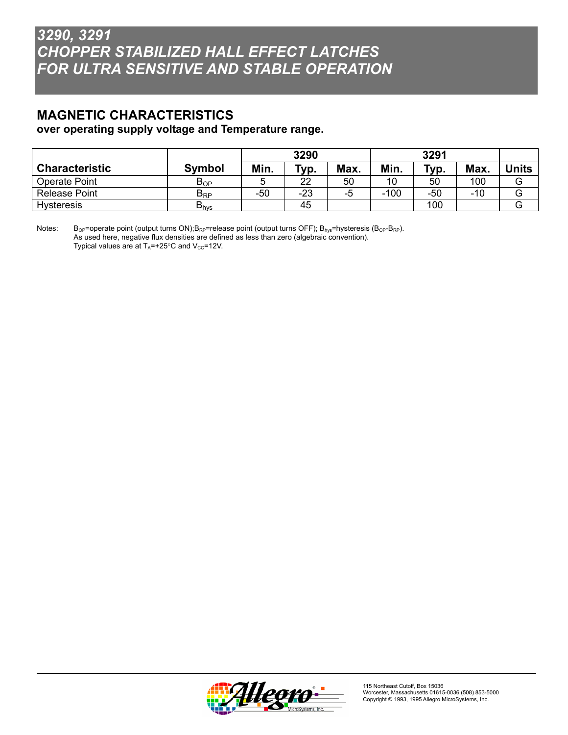# 3290, 3291
# CHOPPER STABILIZED HALL EFFECT LATCHES FOR ULTRA SENSITIVE AND STABLE OPERATION

## MAGNETIC CHARACTERISTICS

**over operating supply voltage and Temperature range.**

| Characteristic | Symbol | 3290 | | | 3291 | | | Units |
|---|---|---|---|---|---|---|---|---|
| | | Min. | Typ. | Max. | Min. | Typ. | Max. | |
| Operate Point | $B_{OP}$ | 5 | 22 | 50 | 10 | 50 | 100 | G |
| Release Point | $B_{RP}$ | -50 | -23 | -5 | -100 | -50 | -10 | G |
| Hysteresis | $B_{hys}$ | | 45 | | | 100 | | G |

Notes: $B_{OP}$=operate point (output turns ON); $B_{RP}$=release point (output turns OFF); $B_{hys}$=hysteresis ($B_{OP}$-$B_{RP}$).
As used here, negative flux densities are defined as less than zero (algebraic convention).
Typical values are at $T_A$=+25°C and $V_{CC}$=12V.

115 Northeast Cutoff, Box 15036
Worcester, Massachusetts 01615-0036 (508) 853-5000
Copyright © 1993, 1995 Allegro MicroSystems, Inc.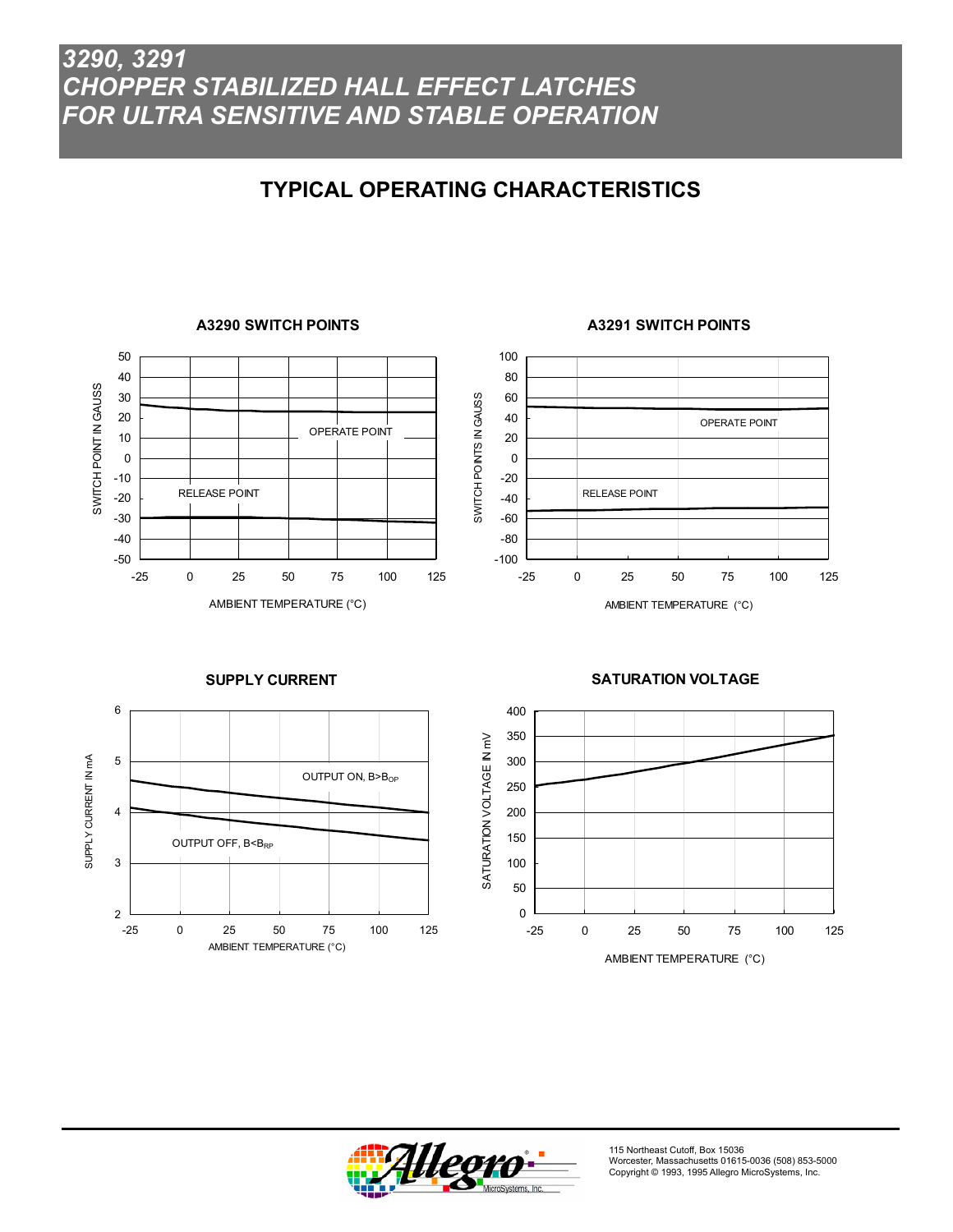# 3290, 3291
# CHOPPER STABILIZED HALL EFFECT LATCHES FOR ULTRA SENSITIVE AND STABLE OPERATION

## TYPICAL OPERATING CHARACTERISTICS

**A3290 SWITCH POINTS**

SWITCH POINT IN GAUSS

OPERATE POINT

RELEASE POINT

AMBIENT TEMPERATURE (°C)

**A3291 SWITCH POINTS**

SWITCH POINTS IN GAUSS

OPERATE POINT

RELEASE POINT

AMBIENT TEMPERATURE (°C)

**SUPPLY CURRENT**

SUPPLY CURRENT IN mA

OUTPUT ON, $B>B_{OP}$

OUTPUT OFF, $B<B_{RP}$

AMBIENT TEMPERATURE (°C)

**SATURATION VOLTAGE**

SATURATION VOLTAGE IN mV

AMBIENT TEMPERATURE (°C)

115 Northeast Cutoff, Box 15036
Worcester, Massachusetts 01615-0036 (508) 853-5000
Copyright © 1993, 1995 Allegro MicroSystems, Inc.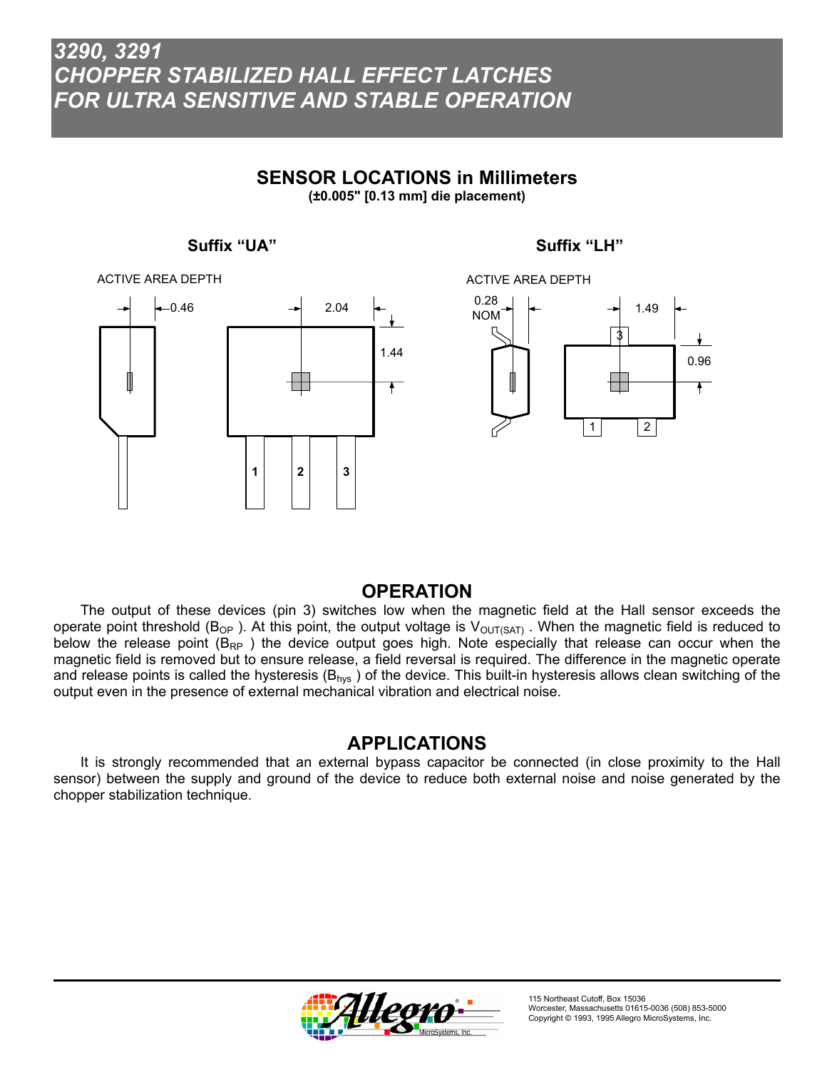## SENSOR LOCATIONS in Millimeters

**(±0.005" [0.13 mm] die placement)**

**Suffix "UA"**

ACTIVE AREA DEPTH

0.46

2.04

1.44

1 2 3

**Suffix "LH"**

ACTIVE AREA DEPTH

0.28 NOM

1.49

0.96

3

1 2

## OPERATION

The output of these devices (pin 3) switches low when the magnetic field at the Hall sensor exceeds the operate point threshold ($B_{OP}$). At this point, the output voltage is $V_{OUT(SAT)}$. When the magnetic field is reduced to below the release point ($B_{RP}$) the device output goes high. Note especially that release can occur when the magnetic field is removed but to ensure release, a field reversal is required. The difference in the magnetic operate and release points is called the hysteresis ($B_{hys}$) of the device. This built-in hysteresis allows clean switching of the output even in the presence of external mechanical vibration and electrical noise.

## APPLICATIONS

It is strongly recommended that an external bypass capacitor be connected (in close proximity to the Hall sensor) between the supply and ground of the device to reduce both external noise and noise generated by the chopper stabilization technique.

115 Northeast Cutoff, Box 15036
Worcester, Massachusetts 01615-0036 (508) 853-5000
Copyright © 1993, 1995 Allegro MicroSystems, Inc.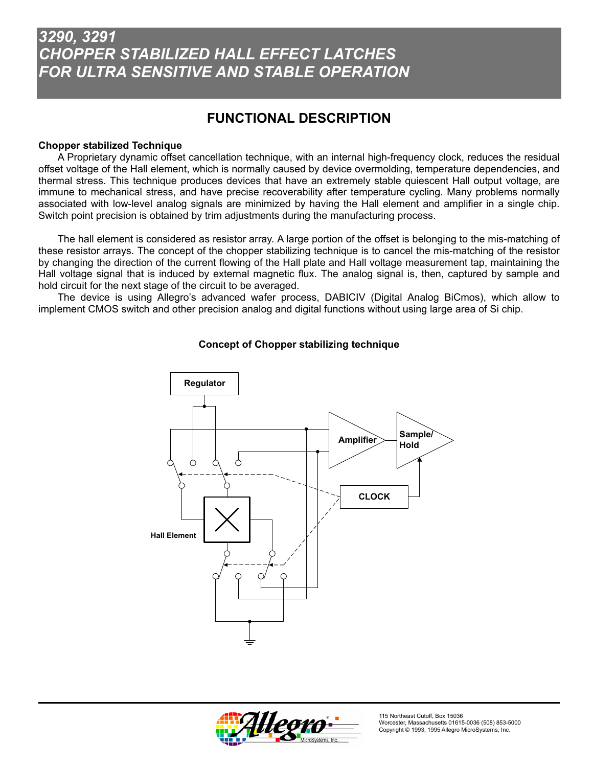# 3290, 3291
# CHOPPER STABILIZED HALL EFFECT LATCHES FOR ULTRA SENSITIVE AND STABLE OPERATION

## FUNCTIONAL DESCRIPTION

**Chopper stabilized Technique**

A Proprietary dynamic offset cancellation technique, with an internal high-frequency clock, reduces the residual offset voltage of the Hall element, which is normally caused by device overmolding, temperature dependencies, and thermal stress. This technique produces devices that have an extremely stable quiescent Hall output voltage, are immune to mechanical stress, and have precise recoverability after temperature cycling. Many problems normally associated with low-level analog signals are minimized by having the Hall element and amplifier in a single chip. Switch point precision is obtained by trim adjustments during the manufacturing process.

The hall element is considered as resistor array. A large portion of the offset is belonging to the mis-matching of these resistor arrays. The concept of the chopper stabilizing technique is to cancel the mis-matching of the resistor by changing the direction of the current flowing of the Hall plate and Hall voltage measurement tap, maintaining the Hall voltage signal that is induced by external magnetic flux. The analog signal is, then, captured by sample and hold circuit for the next stage of the circuit to be averaged.

The device is using Allegro's advanced wafer process, DABICIV (Digital Analog BiCmos), which allow to implement CMOS switch and other precision analog and digital functions without using large area of Si chip.

**Concept of Chopper stabilizing technique**

Regulator

Amplifier

Sample/ Hold

CLOCK

Hall Element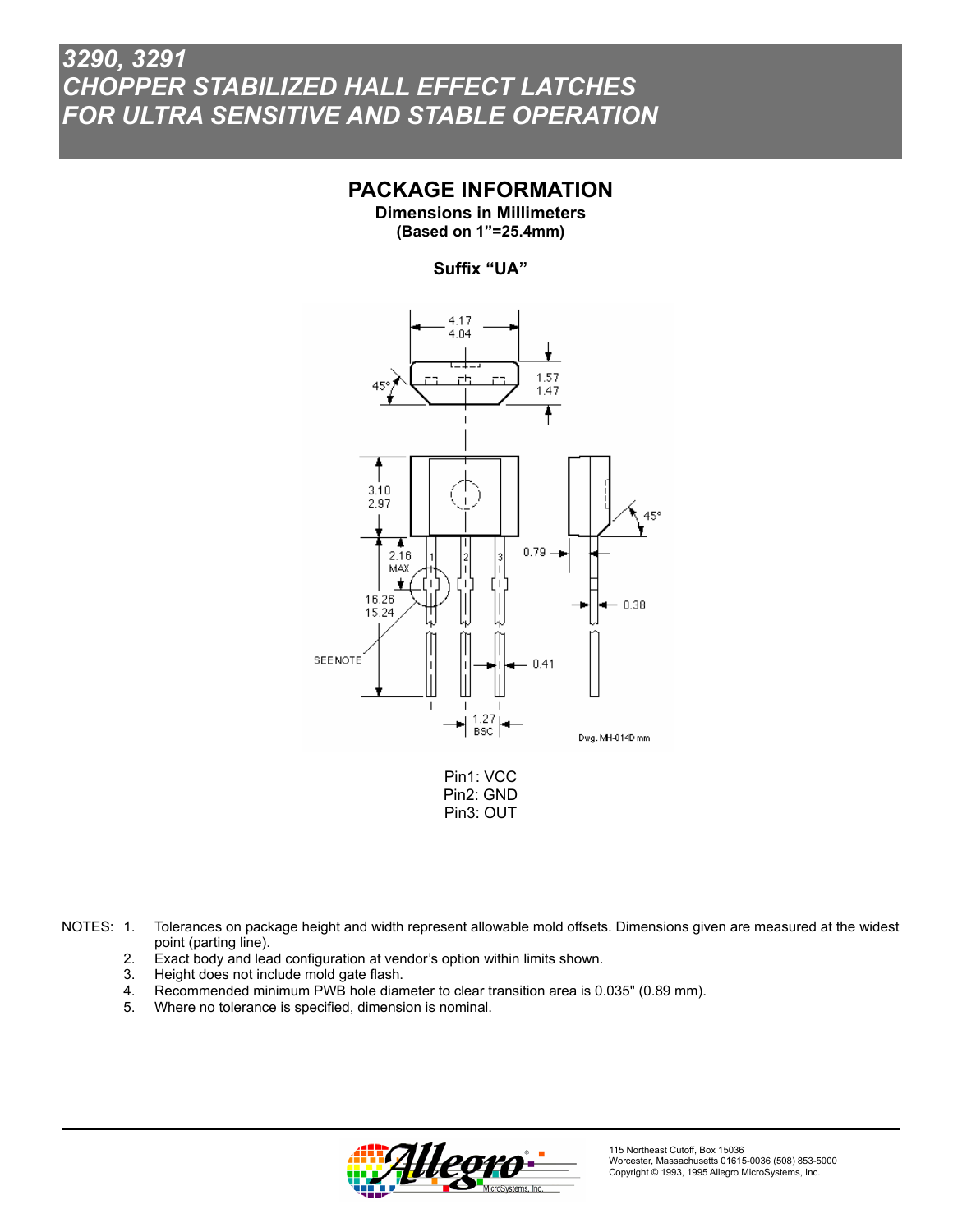# 3290, 3291
# CHOPPER STABILIZED HALL EFFECT LATCHES FOR ULTRA SENSITIVE AND STABLE OPERATION

## PACKAGE INFORMATION

**Dimensions in Millimeters**
**(Based on 1”=25.4mm)**

**Suffix “UA”**

Pin1: VCC
Pin2: GND
Pin3: OUT

NOTES:
1. Tolerances on package height and width represent allowable mold offsets. Dimensions given are measured at the widest point (parting line).
2. Exact body and lead configuration at vendor’s option within limits shown.
3. Height does not include mold gate flash.
4. Recommended minimum PWB hole diameter to clear transition area is 0.035" (0.89 mm).
5. Where no tolerance is specified, dimension is nominal.

115 Northeast Cutoff, Box 15036
Worcester, Massachusetts 01615-0036 (508) 853-5000
Copyright © 1993, 1995 Allegro MicroSystems, Inc.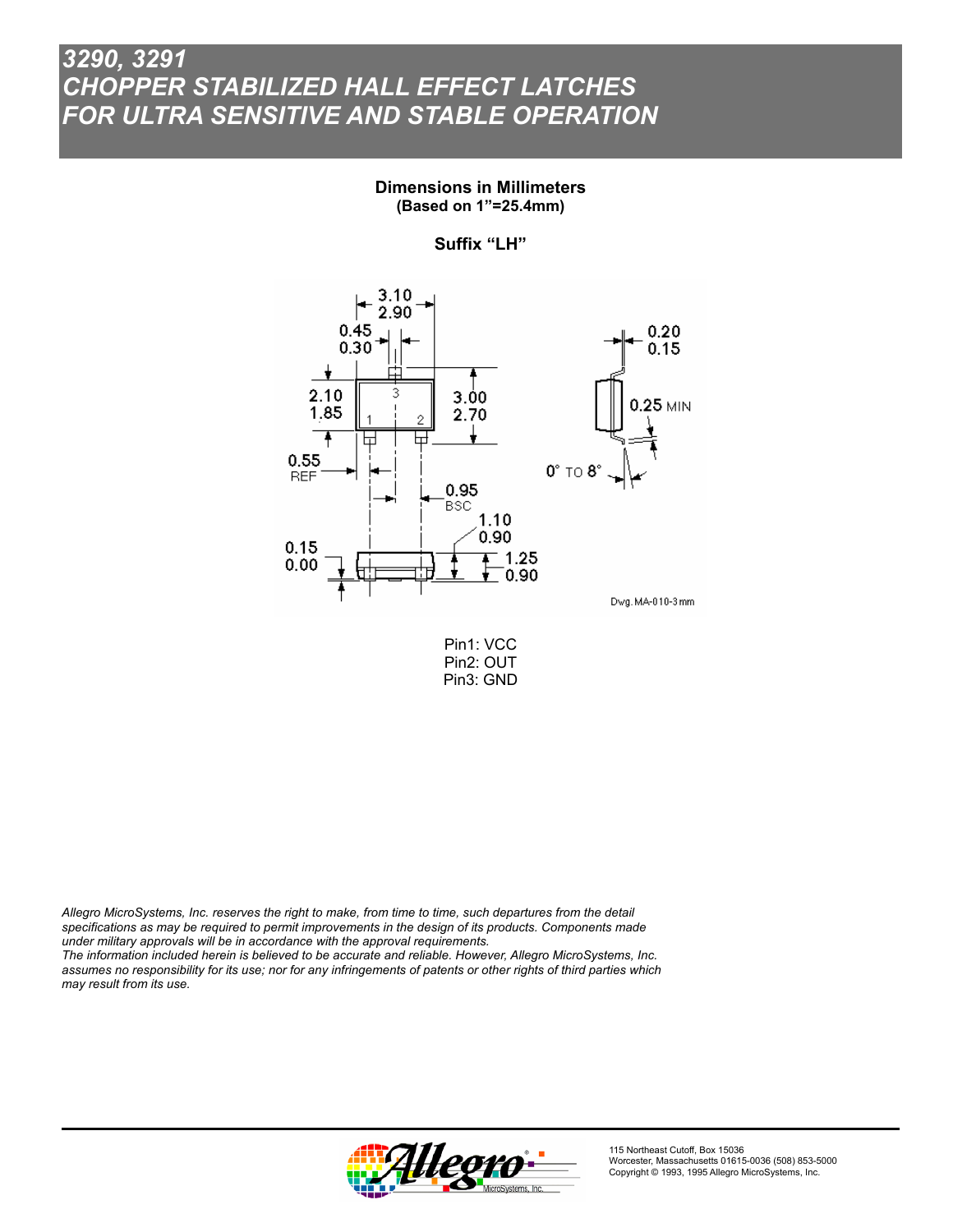# 3290, 3291
# CHOPPER STABILIZED HALL EFFECT LATCHES FOR ULTRA SENSITIVE AND STABLE OPERATION

**Dimensions in Millimeters**
**(Based on 1”=25.4mm)**

**Suffix “LH”**

3.10
2.90
0.45
0.30
0.20
0.15
2.10
1.85
3
1
2
3.00
2.70
0.25 MIN
0.55
REF
0° TO 8°
0.95
BSC
1.10
0.90
0.15
0.00
1.25
0.90
Dwg. MA-010-3 mm

Pin1: VCC
Pin2: OUT
Pin3: GND

*Allegro MicroSystems, Inc. reserves the right to make, from time to time, such departures from the detail specifications as may be required to permit improvements in the design of its products. Components made under military approvals will be in accordance with the approval requirements.*
*The information included herein is believed to be accurate and reliable. However, Allegro MicroSystems, Inc. assumes no responsibility for its use; nor for any infringements of patents or other rights of third parties which may result from its use.*

Allegro MicroSystems, Inc.

115 Northeast Cutoff, Box 15036
Worcester, Massachusetts 01615-0036 (508) 853-5000
Copyright © 1993, 1995 Allegro MicroSystems, Inc.